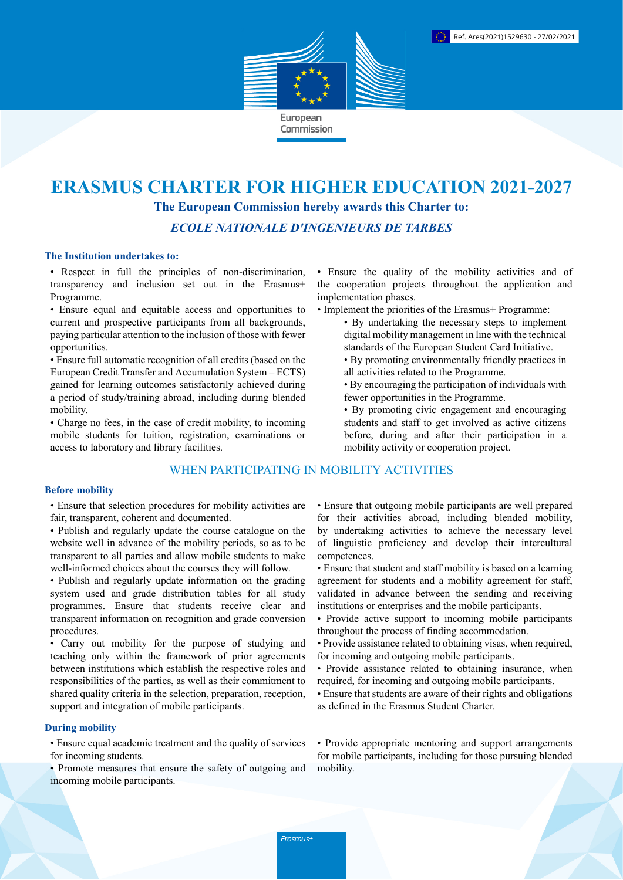Ref. Ares(2021)1529630 - 27/02/2021

European Commission

# ERASMUS CHARTER FOR HIGHER EDUCATION 2021-2027

**The European Commission hereby awards this Charter to:**

***ECOLE NATIONALE D'INGENIEURS DE TARBES***

### The Institution undertakes to:

- Respect in full the principles of non-discrimination, transparency and inclusion set out in the Erasmus+ Programme.
- Ensure equal and equitable access and opportunities to current and prospective participants from all backgrounds, paying particular attention to the inclusion of those with fewer opportunities.
- Ensure full automatic recognition of all credits (based on the European Credit Transfer and Accumulation System – ECTS) gained for learning outcomes satisfactorily achieved during a period of study/training abroad, including during blended mobility.
- Charge no fees, in the case of credit mobility, to incoming mobile students for tuition, registration, examinations or access to laboratory and library facilities.
- Ensure the quality of the mobility activities and of the cooperation projects throughout the application and implementation phases.
- Implement the priorities of the Erasmus+ Programme:
  - By undertaking the necessary steps to implement digital mobility management in line with the technical standards of the European Student Card Initiative.
  - By promoting environmentally friendly practices in all activities related to the Programme.
  - By encouraging the participation of individuals with fewer opportunities in the Programme.
  - By promoting civic engagement and encouraging students and staff to get involved as active citizens before, during and after their participation in a mobility activity or cooperation project.

## WHEN PARTICIPATING IN MOBILITY ACTIVITIES

### Before mobility

- Ensure that selection procedures for mobility activities are fair, transparent, coherent and documented.
- Publish and regularly update the course catalogue on the website well in advance of the mobility periods, so as to be transparent to all parties and allow mobile students to make well-informed choices about the courses they will follow.
- Publish and regularly update information on the grading system used and grade distribution tables for all study programmes. Ensure that students receive clear and transparent information on recognition and grade conversion procedures.
- Carry out mobility for the purpose of studying and teaching only within the framework of prior agreements between institutions which establish the respective roles and responsibilities of the parties, as well as their commitment to shared quality criteria in the selection, preparation, reception, support and integration of mobile participants.
- Ensure that outgoing mobile participants are well prepared for their activities abroad, including blended mobility, by undertaking activities to achieve the necessary level of linguistic proficiency and develop their intercultural competences.
- Ensure that student and staff mobility is based on a learning agreement for students and a mobility agreement for staff, validated in advance between the sending and receiving institutions or enterprises and the mobile participants.
- Provide active support to incoming mobile participants throughout the process of finding accommodation.
- Provide assistance related to obtaining visas, when required, for incoming and outgoing mobile participants.
- Provide assistance related to obtaining insurance, when required, for incoming and outgoing mobile participants.
- Ensure that students are aware of their rights and obligations as defined in the Erasmus Student Charter.

### During mobility

- Ensure equal academic treatment and the quality of services for incoming students.
- Promote measures that ensure the safety of outgoing and incoming mobile participants.
- Provide appropriate mentoring and support arrangements for mobile participants, including for those pursuing blended mobility.

Erasmus+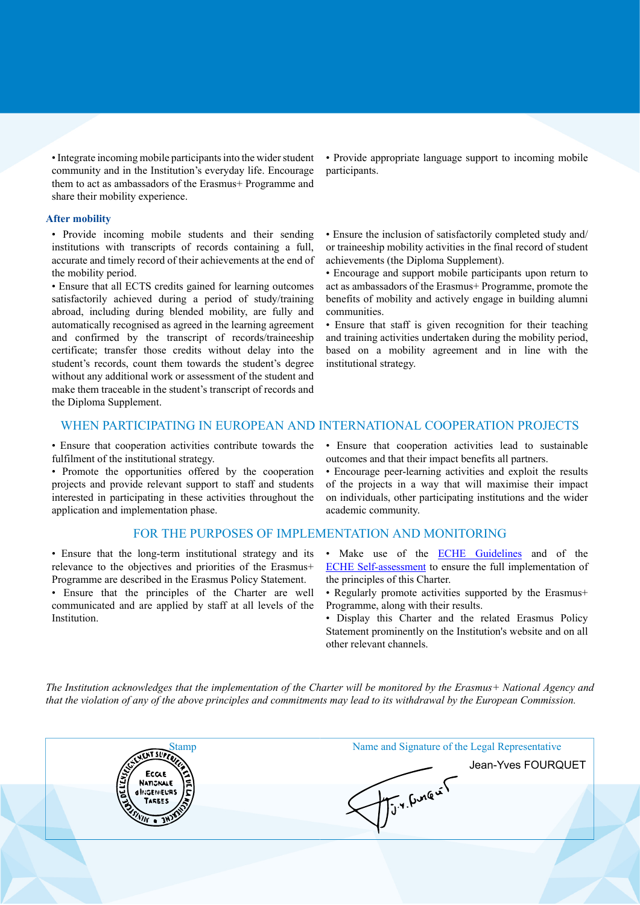- Integrate incoming mobile participants into the wider student community and in the Institution's everyday life. Encourage them to act as ambassadors of the Erasmus+ Programme and share their mobility experience.
- Provide appropriate language support to incoming mobile participants.

### After mobility

- Provide incoming mobile students and their sending institutions with transcripts of records containing a full, accurate and timely record of their achievements at the end of the mobility period.
- Ensure that all ECTS credits gained for learning outcomes satisfactorily achieved during a period of study/training abroad, including during blended mobility, are fully and automatically recognised as agreed in the learning agreement and confirmed by the transcript of records/traineeship certificate; transfer those credits without delay into the student's records, count them towards the student's degree without any additional work or assessment of the student and make them traceable in the student's transcript of records and the Diploma Supplement.
- Ensure the inclusion of satisfactorily completed study and/or traineeship mobility activities in the final record of student achievements (the Diploma Supplement).
- Encourage and support mobile participants upon return to act as ambassadors of the Erasmus+ Programme, promote the benefits of mobility and actively engage in building alumni communities.
- Ensure that staff is given recognition for their teaching and training activities undertaken during the mobility period, based on a mobility agreement and in line with the institutional strategy.

## WHEN PARTICIPATING IN EUROPEAN AND INTERNATIONAL COOPERATION PROJECTS

- Ensure that cooperation activities contribute towards the fulfilment of the institutional strategy.
- Promote the opportunities offered by the cooperation projects and provide relevant support to staff and students interested in participating in these activities throughout the application and implementation phase.
- Ensure that cooperation activities lead to sustainable outcomes and that their impact benefits all partners.
- Encourage peer-learning activities and exploit the results of the projects in a way that will maximise their impact on individuals, other participating institutions and the wider academic community.

## FOR THE PURPOSES OF IMPLEMENTATION AND MONITORING

- Ensure that the long-term institutional strategy and its relevance to the objectives and priorities of the Erasmus+ Programme are described in the Erasmus Policy Statement.
- Ensure that the principles of the Charter are well communicated and are applied by staff at all levels of the Institution.
- Make use of the ECHE Guidelines and of the ECHE Self-assessment to ensure the full implementation of the principles of this Charter.
- Regularly promote activities supported by the Erasmus+ Programme, along with their results.
- Display this Charter and the related Erasmus Policy Statement prominently on the Institution's website and on all other relevant channels.

*The Institution acknowledges that the implementation of the Charter will be monitored by the Erasmus+ National Agency and that the violation of any of the above principles and commitments may lead to its withdrawal by the European Commission.*

| Stamp | Name and Signature of the Legal Representative |
|---|---|
| MINISTÈRE DE L'ENSEIGNEMENT SUPÉRIEUR ET DE LA RECHERCHE • ECOLE NATIONALE d'INGENIEURS TARBES | Jean-Yves FOURQUET |